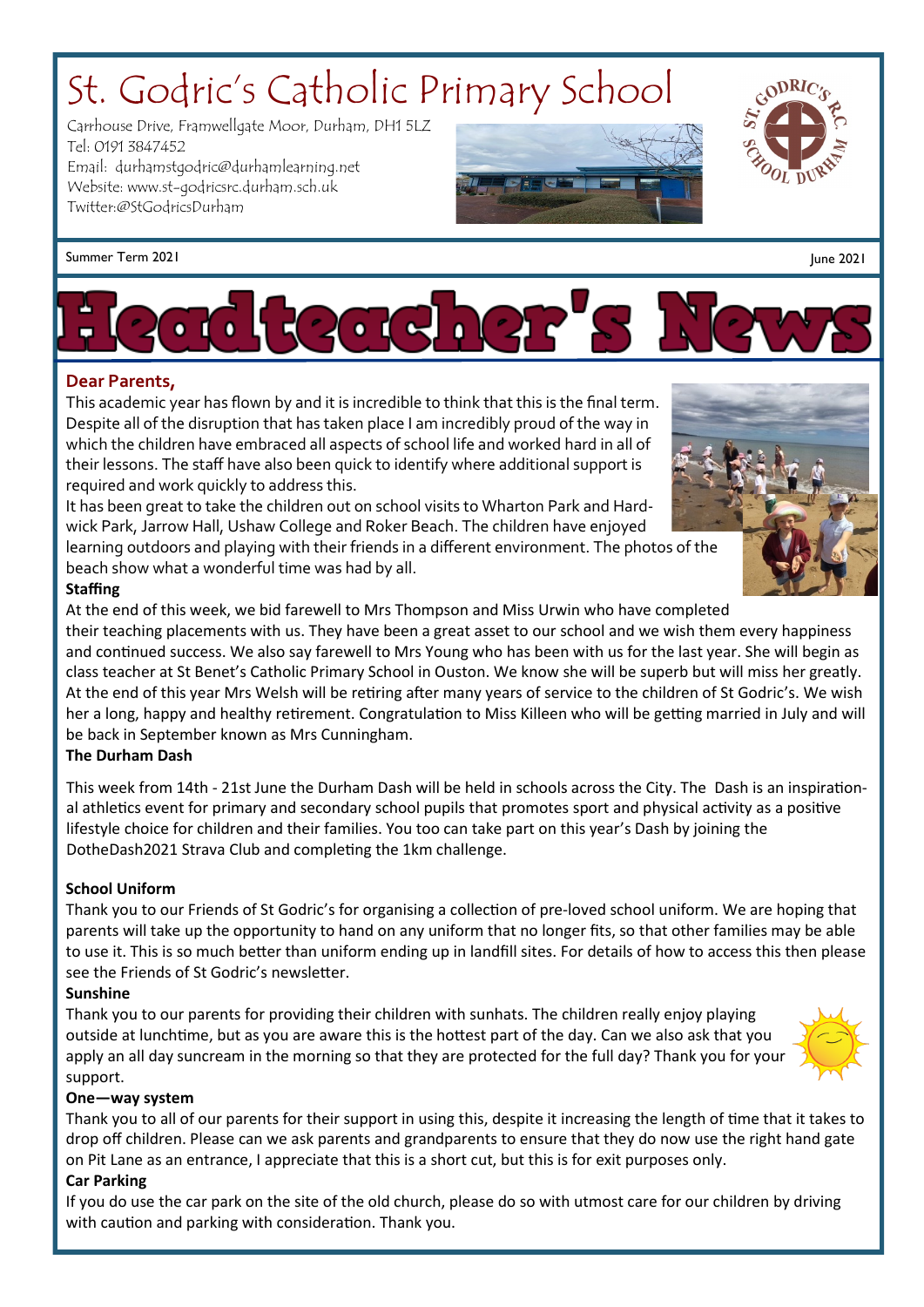# St. Godric's Catholic Primary School

Carrhouse Drive, Framwellgate Moor, Durham, DH1 5LZ
Tel: 0191 3847452
Email: durhamstgodric@durhamlearning.net
Website: www.st-godricsrc.durham.sch.uk
Twitter:@StGodricsDurham

Summer Term 2021

June 2021

# Headteacher's News

**Dear Parents,**

This academic year has flown by and it is incredible to think that this is the final term. Despite all of the disruption that has taken place I am incredibly proud of the way in which the children have embraced all aspects of school life and worked hard in all of their lessons. The staff have also been quick to identify where additional support is required and work quickly to address this.

It has been great to take the children out on school visits to Wharton Park and Hardwick Park, Jarrow Hall, Ushaw College and Roker Beach. The children have enjoyed learning outdoors and playing with their friends in a different environment. The photos of the beach show what a wonderful time was had by all.

**Staffing**

At the end of this week, we bid farewell to Mrs Thompson and Miss Urwin who have completed their teaching placements with us. They have been a great asset to our school and we wish them every happiness and continued success. We also say farewell to Mrs Young who has been with us for the last year. She will begin as class teacher at St Benet's Catholic Primary School in Ouston. We know she will be superb but will miss her greatly. At the end of this year Mrs Welsh will be retiring after many years of service to the children of St Godric's. We wish her a long, happy and healthy retirement. Congratulation to Miss Killeen who will be getting married in July and will be back in September known as Mrs Cunningham.

**The Durham Dash**

This week from 14th - 21st June the Durham Dash will be held in schools across the City. The Dash is an inspirational athletics event for primary and secondary school pupils that promotes sport and physical activity as a positive lifestyle choice for children and their families. You too can take part on this year's Dash by joining the DotheDash2021 Strava Club and completing the 1km challenge.

**School Uniform**

Thank you to our Friends of St Godric's for organising a collection of pre-loved school uniform. We are hoping that parents will take up the opportunity to hand on any uniform that no longer fits, so that other families may be able to use it. This is so much better than uniform ending up in landfill sites. For details of how to access this then please see the Friends of St Godric's newsletter.

**Sunshine**

Thank you to our parents for providing their children with sunhats. The children really enjoy playing outside at lunchtime, but as you are aware this is the hottest part of the day. Can we also ask that you apply an all day suncream in the morning so that they are protected for the full day? Thank you for your support.

**One—way system**

Thank you to all of our parents for their support in using this, despite it increasing the length of time that it takes to drop off children. Please can we ask parents and grandparents to ensure that they do now use the right hand gate on Pit Lane as an entrance, I appreciate that this is a short cut, but this is for exit purposes only.

**Car Parking**

If you do use the car park on the site of the old church, please do so with utmost care for our children by driving with caution and parking with consideration. Thank you.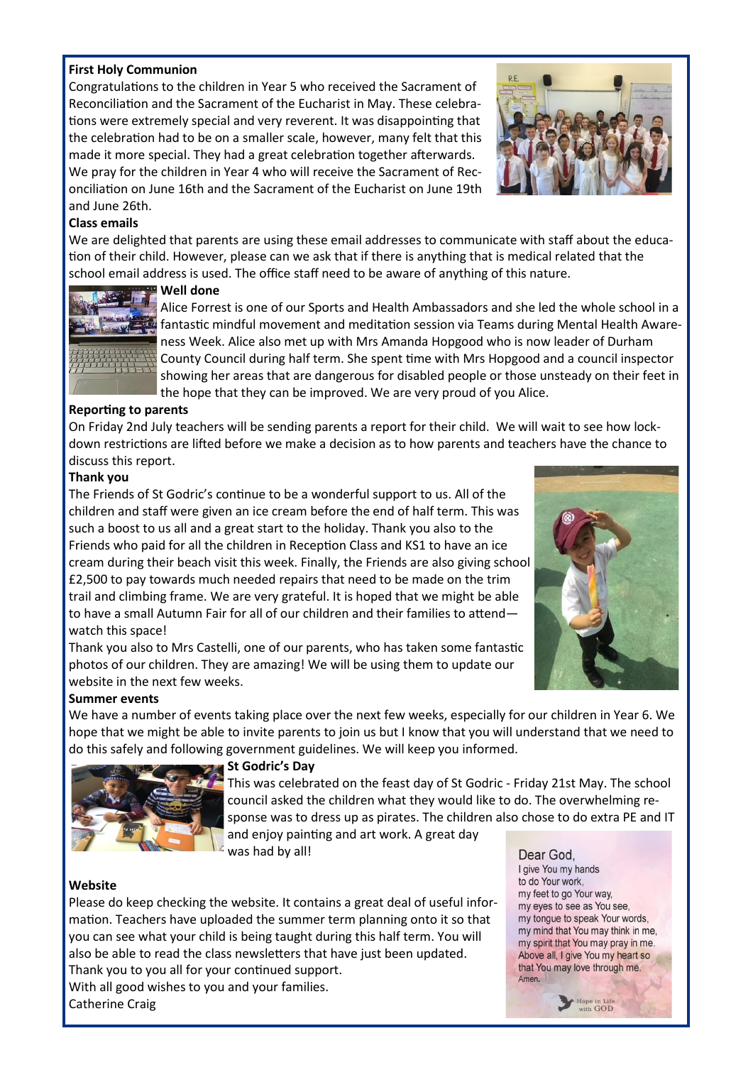**First Holy Communion**

Congratulations to the children in Year 5 who received the Sacrament of Reconciliation and the Sacrament of the Eucharist in May. These celebrations were extremely special and very reverent. It was disappointing that the celebration had to be on a smaller scale, however, many felt that this made it more special. They had a great celebration together afterwards. We pray for the children in Year 4 who will receive the Sacrament of Reconciliation on June 16th and the Sacrament of the Eucharist on June 19th and June 26th.

**Class emails**

We are delighted that parents are using these email addresses to communicate with staff about the education of their child. However, please can we ask that if there is anything that is medical related that the school email address is used. The office staff need to be aware of anything of this nature.

**Well done**

Alice Forrest is one of our Sports and Health Ambassadors and she led the whole school in a fantastic mindful movement and meditation session via Teams during Mental Health Awareness Week. Alice also met up with Mrs Amanda Hopgood who is now leader of Durham County Council during half term. She spent time with Mrs Hopgood and a council inspector showing her areas that are dangerous for disabled people or those unsteady on their feet in the hope that they can be improved. We are very proud of you Alice.

**Reporting to parents**

On Friday 2nd July teachers will be sending parents a report for their child. We will wait to see how lockdown restrictions are lifted before we make a decision as to how parents and teachers have the chance to discuss this report.

**Thank you**

The Friends of St Godric's continue to be a wonderful support to us. All of the children and staff were given an ice cream before the end of half term. This was such a boost to us all and a great start to the holiday. Thank you also to the Friends who paid for all the children in Reception Class and KS1 to have an ice cream during their beach visit this week. Finally, the Friends are also giving school £2,500 to pay towards much needed repairs that need to be made on the trim trail and climbing frame. We are very grateful. It is hoped that we might be able to have a small Autumn Fair for all of our children and their families to attend—watch this space!

Thank you also to Mrs Castelli, one of our parents, who has taken some fantastic photos of our children. They are amazing! We will be using them to update our website in the next few weeks.

**Summer events**

We have a number of events taking place over the next few weeks, especially for our children in Year 6. We hope that we might be able to invite parents to join us but I know that you will understand that we need to do this safely and following government guidelines. We will keep you informed.

**St Godric's Day**

This was celebrated on the feast day of St Godric - Friday 21st May. The school council asked the children what they would like to do. The overwhelming response was to dress up as pirates. The children also chose to do extra PE and IT and enjoy painting and art work. A great day was had by all!

**Website**

Please do keep checking the website. It contains a great deal of useful information. Teachers have uploaded the summer term planning onto it so that you can see what your child is being taught during this half term. You will also be able to read the class newsletters that have just been updated.

Thank you to you all for your continued support.

With all good wishes to you and your families.

Catherine Craig

Dear God,
I give You my hands
to do Your work,
my feet to go Your way,
my eyes to see as You see,
my tongue to speak Your words,
my mind that You may think in me,
my spirit that You may pray in me.
Above all, I give You my heart so
that You may love through me.
Amen.

Hope in Life with GOD